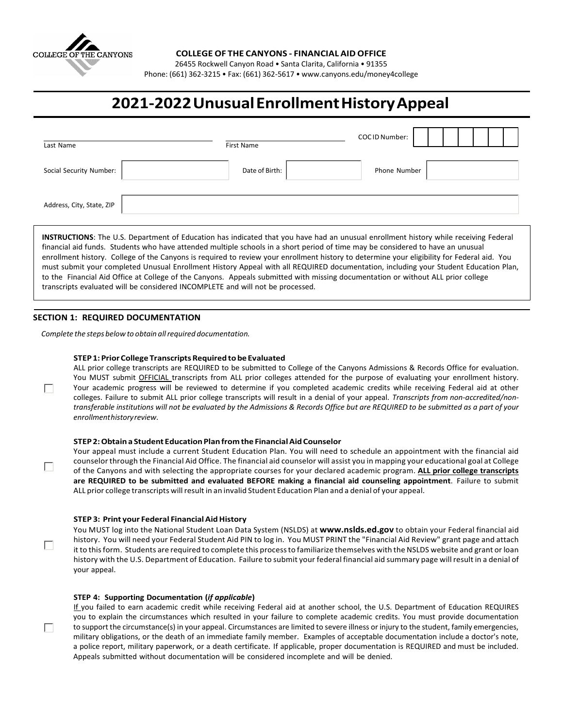**COLLEGE OF THE CANYONS - FINANCIAL AID OFFICE**
26455 Rockwell Canyon Road • Santa Clarita, California • 91355
Phone: (661) 362-3215 • Fax: (661) 362-5617 • www.canyons.edu/money4college

# 2021-2022 Unusual Enrollment History Appeal

| Last Name | | First Name | | COC ID Number: | |
|---|---|---|---|---|---|
| Social Security Number: | | Date of Birth: | | Phone Number | |
| Address, City, State, ZIP | | | | | |

**INSTRUCTIONS**: The U.S. Department of Education has indicated that you have had an unusual enrollment history while receiving Federal financial aid funds. Students who have attended multiple schools in a short period of time may be considered to have an unusual enrollment history. College of the Canyons is required to review your enrollment history to determine your eligibility for Federal aid. You must submit your completed Unusual Enrollment History Appeal with all REQUIRED documentation, including your Student Education Plan, to the Financial Aid Office at College of the Canyons. Appeals submitted with missing documentation or without ALL prior college transcripts evaluated will be considered INCOMPLETE and will not be processed.

## SECTION 1: REQUIRED DOCUMENTATION

*Complete the steps below to obtain all required documentation.*

☐ **STEP 1: Prior College Transcripts Required to be Evaluated**
ALL prior college transcripts are REQUIRED to be submitted to College of the Canyons Admissions & Records Office for evaluation. You MUST submit OFFICIAL transcripts from ALL prior colleges attended for the purpose of evaluating your enrollment history. Your academic progress will be reviewed to determine if you completed academic credits while receiving Federal aid at other colleges. Failure to submit ALL prior college transcripts will result in a denial of your appeal. *Transcripts from non-accredited/non-transferable institutions will not be evaluated by the Admissions & Records Office but are REQUIRED to be submitted as a part of your enrollment history review.*

☐ **STEP 2: Obtain a Student Education Plan from the Financial Aid Counselor**
Your appeal must include a current Student Education Plan. You will need to schedule an appointment with the financial aid counselor through the Financial Aid Office. The financial aid counselor will assist you in mapping your educational goal at College of the Canyons and with selecting the appropriate courses for your declared academic program. **ALL prior college transcripts are REQUIRED to be submitted and evaluated BEFORE making a financial aid counseling appointment**. Failure to submit ALL prior college transcripts will result in an invalid Student Education Plan and a denial of your appeal.

☐ **STEP 3: Print your Federal Financial Aid History**
You MUST log into the National Student Loan Data System (NSLDS) at **www.nslds.ed.gov** to obtain your Federal financial aid history. You will need your Federal Student Aid PIN to log in. You MUST PRINT the "Financial Aid Review" grant page and attach it to this form. Students are required to complete this process to familiarize themselves with the NSLDS website and grant or loan history with the U.S. Department of Education. Failure to submit your federal financial aid summary page will result in a denial of your appeal.

☐ **STEP 4: Supporting Documentation (*if applicable*)**
If you failed to earn academic credit while receiving Federal aid at another school, the U.S. Department of Education REQUIRES you to explain the circumstances which resulted in your failure to complete academic credits. You must provide documentation to support the circumstance(s) in your appeal. Circumstances are limited to severe illness or injury to the student, family emergencies, military obligations, or the death of an immediate family member. Examples of acceptable documentation include a doctor's note, a police report, military paperwork, or a death certificate. If applicable, proper documentation is REQUIRED and must be included. Appeals submitted without documentation will be considered incomplete and will be denied.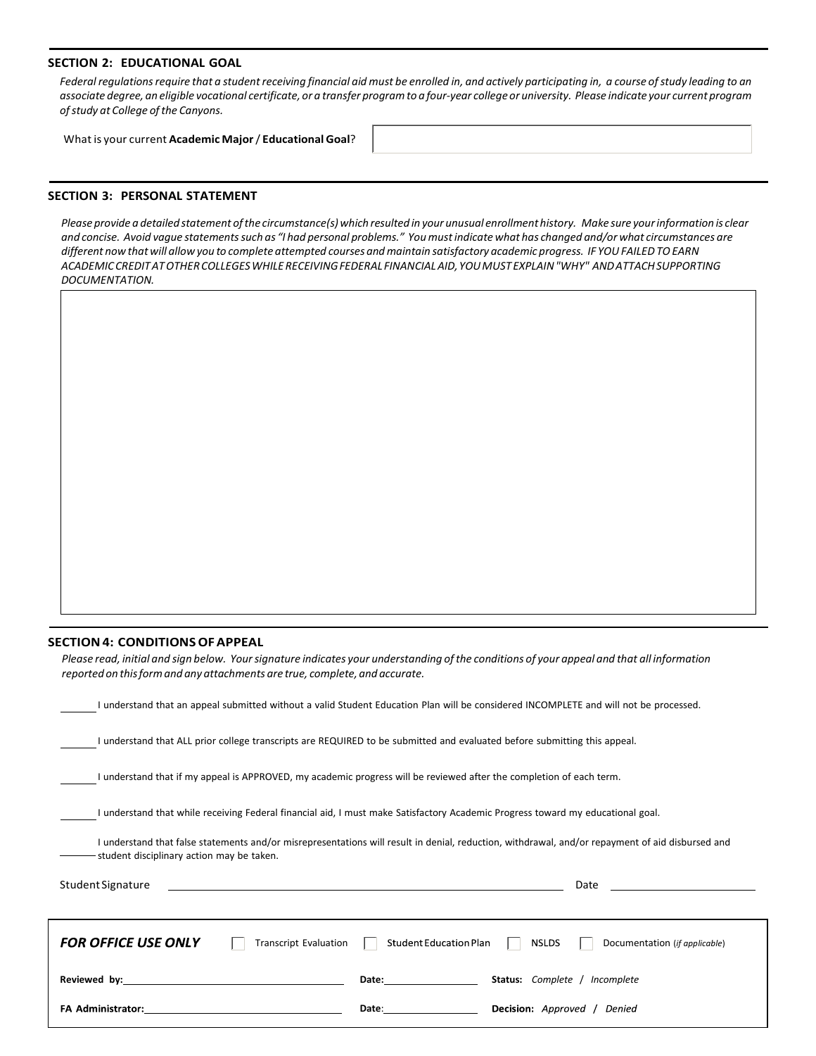## SECTION 2: EDUCATIONAL GOAL

*Federal regulations require that a student receiving financial aid must be enrolled in, and actively participating in, a course of study leading to an associate degree, an eligible vocational certificate, or a transfer program to a four-year college or university. Please indicate your current program of study at College of the Canyons.*

What is your current **Academic Major** / **Educational Goal**? 

## SECTION 3: PERSONAL STATEMENT

*Please provide a detailed statement of the circumstance(s) which resulted in your unusual enrollment history. Make sure your information is clear and concise. Avoid vague statements such as "I had personal problems." You must indicate what has changed and/or what circumstances are different now that will allow you to complete attempted courses and maintain satisfactory academic progress. IF YOU FAILED TO EARN ACADEMIC CREDIT AT OTHER COLLEGES WHILE RECEIVING FEDERAL FINANCIAL AID, YOU MUST EXPLAIN "WHY" AND ATTACH SUPPORTING DOCUMENTATION.*

## SECTION 4: CONDITIONS OF APPEAL

*Please read, initial and sign below. Your signature indicates your understanding of the conditions of your appeal and that all information reported on this form and any attachments are true, complete, and accurate.*

_____ I understand that an appeal submitted without a valid Student Education Plan will be considered INCOMPLETE and will not be processed.

_____ I understand that ALL prior college transcripts are REQUIRED to be submitted and evaluated before submitting this appeal.

_____ I understand that if my appeal is APPROVED, my academic progress will be reviewed after the completion of each term.

_____ I understand that while receiving Federal financial aid, I must make Satisfactory Academic Progress toward my educational goal.

_____ I understand that false statements and/or misrepresentations will result in denial, reduction, withdrawal, and/or repayment of aid disbursed and student disciplinary action may be taken.

Student Signature ______________________________ Date ______________

***FOR OFFICE USE ONLY***  ☐ Transcript Evaluation  ☐ Student Education Plan  ☐ NSLDS  ☐ Documentation (*if applicable*)

**Reviewed by:** ______________________ **Date:** ____________ **Status:** *Complete* / *Incomplete*

**FA Administrator:** ______________________ **Date:** ____________ **Decision:** *Approved* / *Denied*